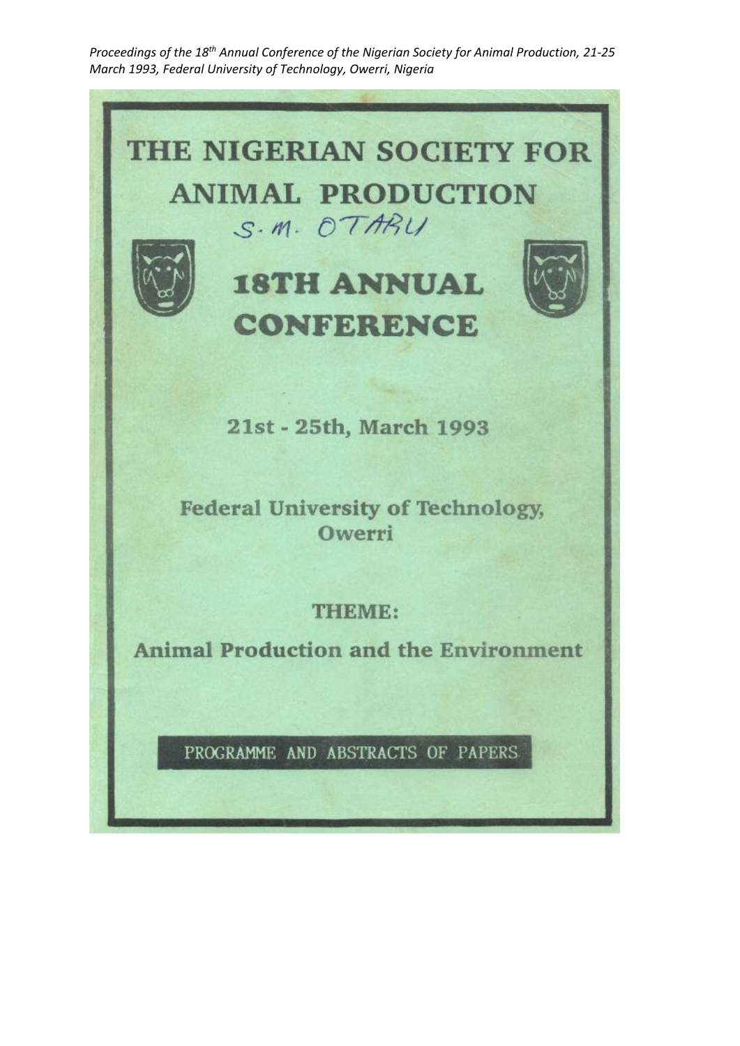*Proceedings of the 18th Annual Conference of the Nigerian Society for Animal Production, 21-25 March 1993, Federal University of Technology, Owerri, Nigeria*

# THE NIGERIAN SOCIETY FOR ANIMAL PRODUCTION

S. M. OTARU

## 18TH ANNUAL CONFERENCE

**21st - 25th, March 1993**

**Federal University of Technology, Owerri**

**THEME:**

**Animal Production and the Environment**

PROGRAMME AND ABSTRACTS OF PAPERS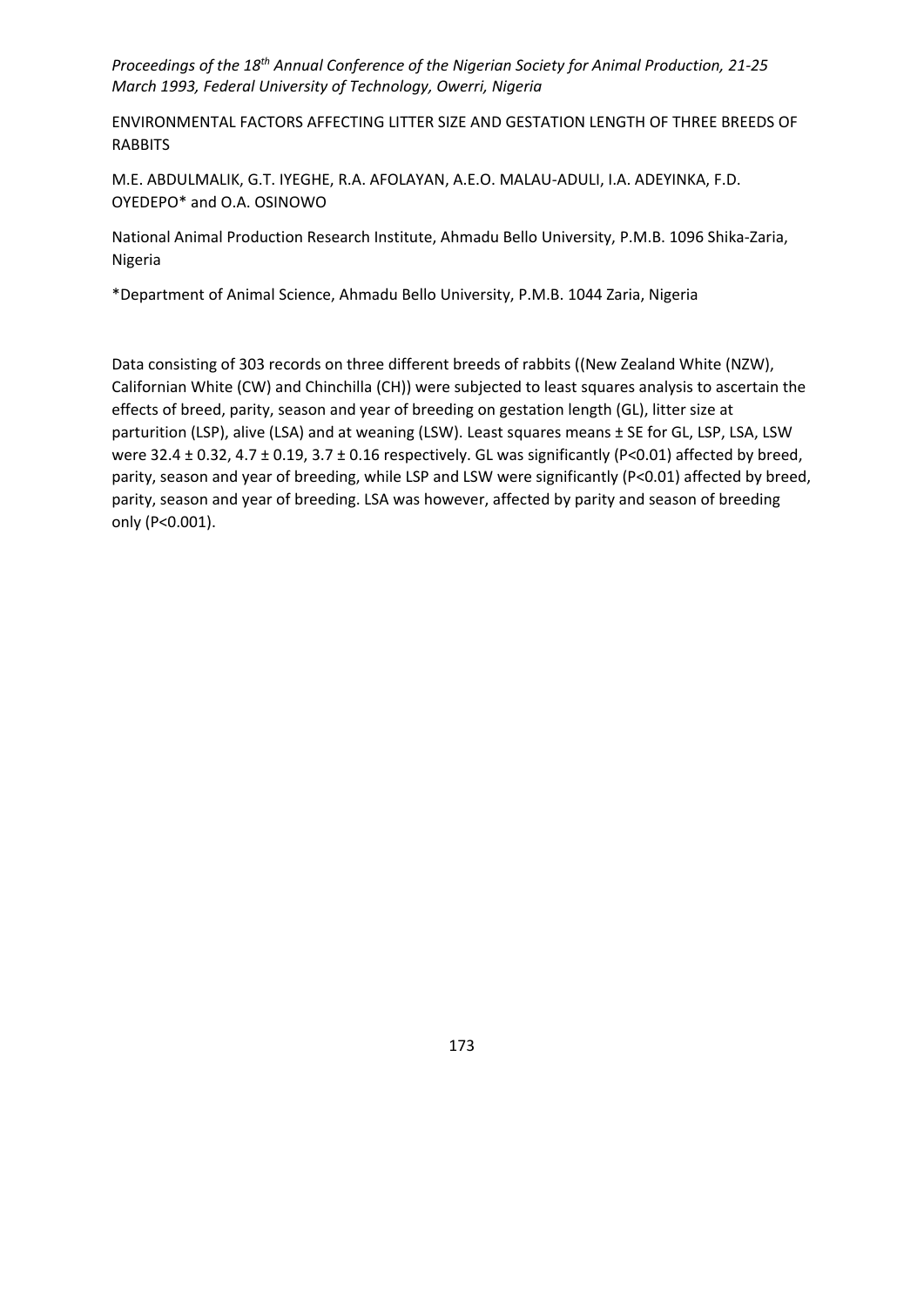*Proceedings of the 18th Annual Conference of the Nigerian Society for Animal Production, 21-25 March 1993, Federal University of Technology, Owerri, Nigeria*

# ENVIRONMENTAL FACTORS AFFECTING LITTER SIZE AND GESTATION LENGTH OF THREE BREEDS OF RABBITS

M.E. ABDULMALIK, G.T. IYEGHE, R.A. AFOLAYAN, A.E.O. MALAU-ADULI, I.A. ADEYINKA, F.D. OYEDEPO* and O.A. OSINOWO

National Animal Production Research Institute, Ahmadu Bello University, P.M.B. 1096 Shika-Zaria, Nigeria

*Department of Animal Science, Ahmadu Bello University, P.M.B. 1044 Zaria, Nigeria

Data consisting of 303 records on three different breeds of rabbits ((New Zealand White (NZW), Californian White (CW) and Chinchilla (CH)) were subjected to least squares analysis to ascertain the effects of breed, parity, season and year of breeding on gestation length (GL), litter size at parturition (LSP), alive (LSA) and at weaning (LSW). Least squares means ± SE for GL, LSP, LSA, LSW were 32.4 ± 0.32, 4.7 ± 0.19, 3.7 ± 0.16 respectively. GL was significantly ($P<0.01$) affected by breed, parity, season and year of breeding, while LSP and LSW were significantly ($P<0.01$) affected by breed, parity, season and year of breeding. LSA was however, affected by parity and season of breeding only ($P<0.001$).